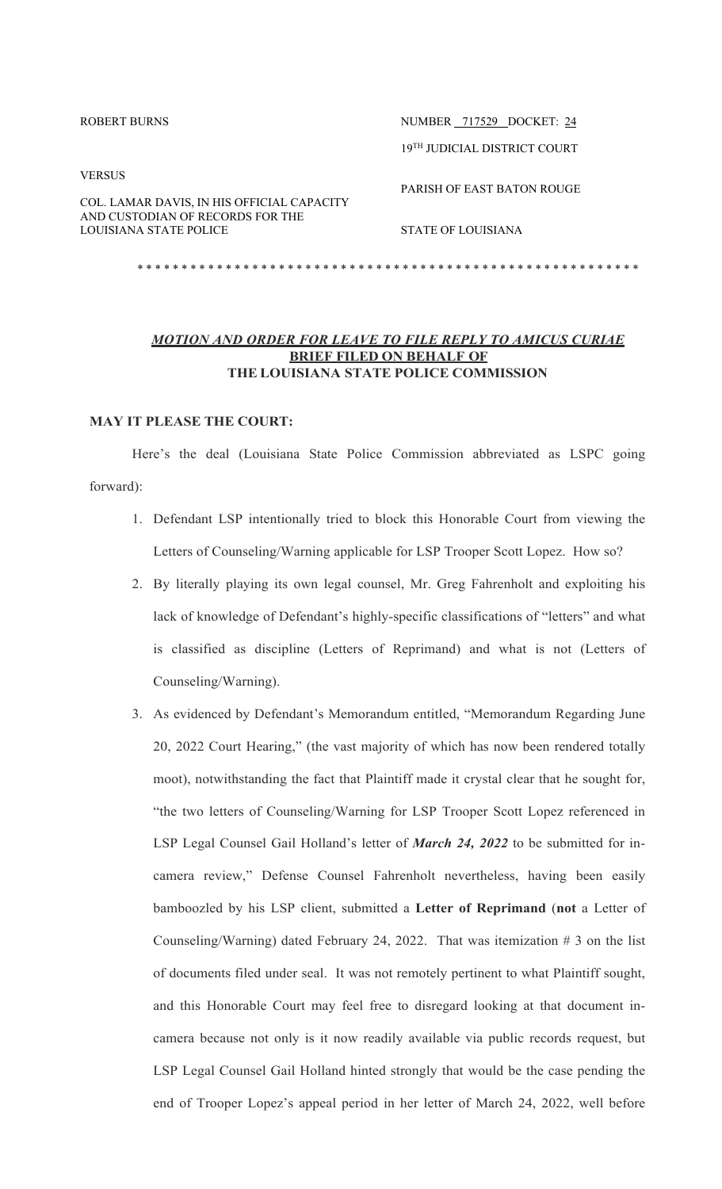ROBERT BURNS

VERSUS

COL. LAMAR DAVIS, IN HIS OFFICIAL CAPACITY AND CUSTODIAN OF RECORDS FOR THE LOUISIANA STATE POLICE

NUMBER 717529 DOCKET: 24

19TH JUDICIAL DISTRICT COURT

PARISH OF EAST BATON ROUGE

STATE OF LOUISIANA

\* \* \* \* \* \* \* \* \* \* \* \* \* \* \* \* \* \* \* \* \* \* \* \* \* \* \* \* \* \* \* \* \* \* \* \* \* \* \* \* \* \* \* \* \* \* \* \* \* \* \* \* \* \* \* \* \* \*

## ***MOTION AND ORDER FOR LEAVE TO FILE REPLY TO AMICUS CURIAE* BRIEF FILED ON BEHALF OF THE LOUISIANA STATE POLICE COMMISSION**

**MAY IT PLEASE THE COURT:**

Here's the deal (Louisiana State Police Commission abbreviated as LSPC going forward):

1. Defendant LSP intentionally tried to block this Honorable Court from viewing the Letters of Counseling/Warning applicable for LSP Trooper Scott Lopez. How so?
2. By literally playing its own legal counsel, Mr. Greg Fahrenholt and exploiting his lack of knowledge of Defendant's highly-specific classifications of "letters" and what is classified as discipline (Letters of Reprimand) and what is not (Letters of Counseling/Warning).
3. As evidenced by Defendant's Memorandum entitled, "Memorandum Regarding June 20, 2022 Court Hearing," (the vast majority of which has now been rendered totally moot), notwithstanding the fact that Plaintiff made it crystal clear that he sought for, "the two letters of Counseling/Warning for LSP Trooper Scott Lopez referenced in LSP Legal Counsel Gail Holland's letter of ***March 24, 2022*** to be submitted for in-camera review," Defense Counsel Fahrenholt nevertheless, having been easily bamboozled by his LSP client, submitted a **Letter of Reprimand** (**not** a Letter of Counseling/Warning) dated February 24, 2022. That was itemization # 3 on the list of documents filed under seal. It was not remotely pertinent to what Plaintiff sought, and this Honorable Court may feel free to disregard looking at that document in-camera because not only is it now readily available via public records request, but LSP Legal Counsel Gail Holland hinted strongly that would be the case pending the end of Trooper Lopez's appeal period in her letter of March 24, 2022, well before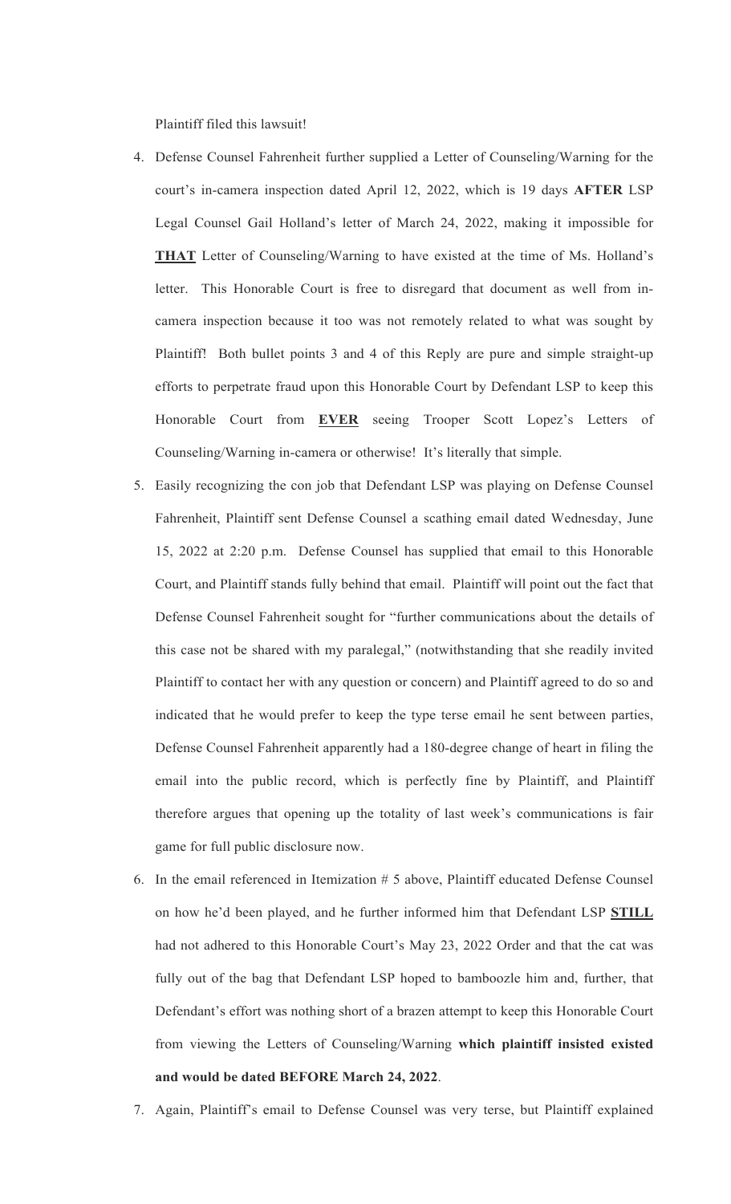Plaintiff filed this lawsuit!

4. Defense Counsel Fahrenheit further supplied a Letter of Counseling/Warning for the court's in-camera inspection dated April 12, 2022, which is 19 days **AFTER** LSP Legal Counsel Gail Holland's letter of March 24, 2022, making it impossible for **<u>THAT</u>** Letter of Counseling/Warning to have existed at the time of Ms. Holland's letter. This Honorable Court is free to disregard that document as well from in-camera inspection because it too was not remotely related to what was sought by Plaintiff! Both bullet points 3 and 4 of this Reply are pure and simple straight-up efforts to perpetrate fraud upon this Honorable Court by Defendant LSP to keep this Honorable Court from **<u>EVER</u>** seeing Trooper Scott Lopez's Letters of Counseling/Warning in-camera or otherwise! It's literally that simple.

5. Easily recognizing the con job that Defendant LSP was playing on Defense Counsel Fahrenheit, Plaintiff sent Defense Counsel a scathing email dated Wednesday, June 15, 2022 at 2:20 p.m. Defense Counsel has supplied that email to this Honorable Court, and Plaintiff stands fully behind that email. Plaintiff will point out the fact that Defense Counsel Fahrenheit sought for "further communications about the details of this case not be shared with my paralegal," (notwithstanding that she readily invited Plaintiff to contact her with any question or concern) and Plaintiff agreed to do so and indicated that he would prefer to keep the type terse email he sent between parties, Defense Counsel Fahrenheit apparently had a 180-degree change of heart in filing the email into the public record, which is perfectly fine by Plaintiff, and Plaintiff therefore argues that opening up the totality of last week's communications is fair game for full public disclosure now.

6. In the email referenced in Itemization # 5 above, Plaintiff educated Defense Counsel on how he'd been played, and he further informed him that Defendant LSP **<u>STILL</u>** had not adhered to this Honorable Court's May 23, 2022 Order and that the cat was fully out of the bag that Defendant LSP hoped to bamboozle him and, further, that Defendant's effort was nothing short of a brazen attempt to keep this Honorable Court from viewing the Letters of Counseling/Warning **which plaintiff insisted existed and would be dated BEFORE March 24, 2022**.

7. Again, Plaintiff's email to Defense Counsel was very terse, but Plaintiff explained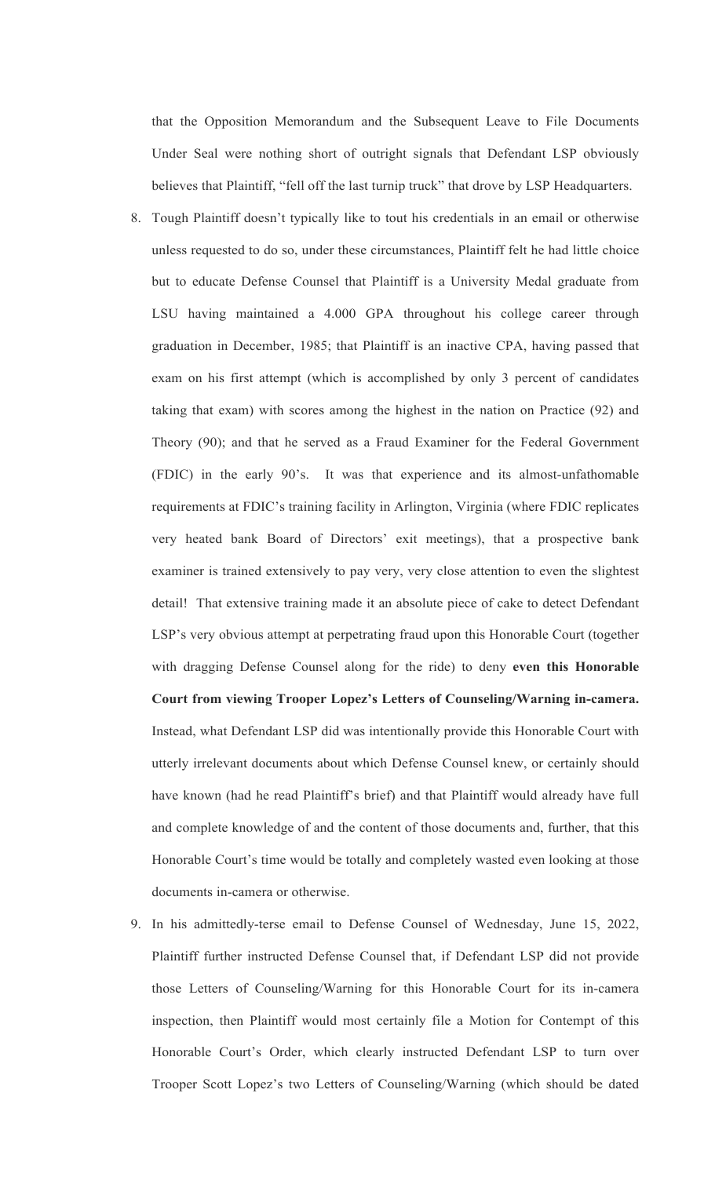that the Opposition Memorandum and the Subsequent Leave to File Documents Under Seal were nothing short of outright signals that Defendant LSP obviously believes that Plaintiff, "fell off the last turnip truck" that drove by LSP Headquarters.

8. Tough Plaintiff doesn't typically like to tout his credentials in an email or otherwise unless requested to do so, under these circumstances, Plaintiff felt he had little choice but to educate Defense Counsel that Plaintiff is a University Medal graduate from LSU having maintained a 4.000 GPA throughout his college career through graduation in December, 1985; that Plaintiff is an inactive CPA, having passed that exam on his first attempt (which is accomplished by only 3 percent of candidates taking that exam) with scores among the highest in the nation on Practice (92) and Theory (90); and that he served as a Fraud Examiner for the Federal Government (FDIC) in the early 90's. It was that experience and its almost-unfathomable requirements at FDIC's training facility in Arlington, Virginia (where FDIC replicates very heated bank Board of Directors' exit meetings), that a prospective bank examiner is trained extensively to pay very, very close attention to even the slightest detail! That extensive training made it an absolute piece of cake to detect Defendant LSP's very obvious attempt at perpetrating fraud upon this Honorable Court (together with dragging Defense Counsel along for the ride) to deny **even this Honorable Court from viewing Trooper Lopez's Letters of Counseling/Warning in-camera.** Instead, what Defendant LSP did was intentionally provide this Honorable Court with utterly irrelevant documents about which Defense Counsel knew, or certainly should have known (had he read Plaintiff's brief) and that Plaintiff would already have full and complete knowledge of and the content of those documents and, further, that this Honorable Court's time would be totally and completely wasted even looking at those documents in-camera or otherwise.

9. In his admittedly-terse email to Defense Counsel of Wednesday, June 15, 2022, Plaintiff further instructed Defense Counsel that, if Defendant LSP did not provide those Letters of Counseling/Warning for this Honorable Court for its in-camera inspection, then Plaintiff would most certainly file a Motion for Contempt of this Honorable Court's Order, which clearly instructed Defendant LSP to turn over Trooper Scott Lopez's two Letters of Counseling/Warning (which should be dated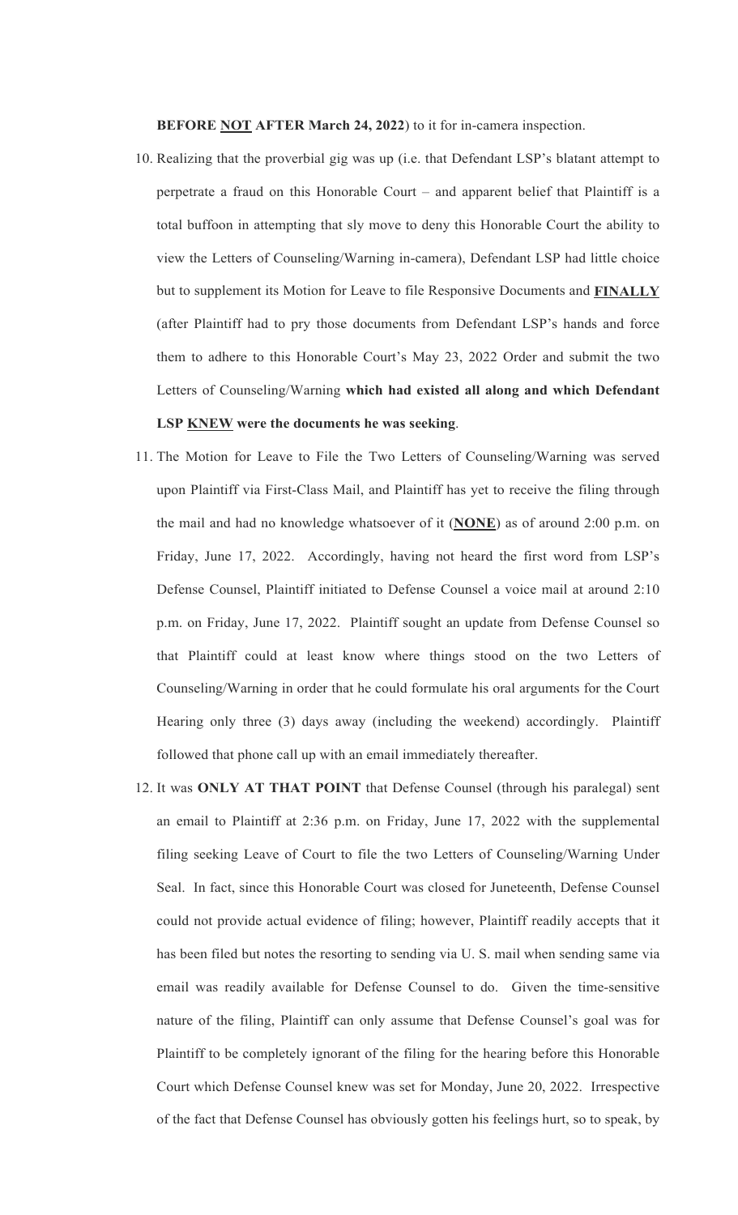**BEFORE NOT AFTER March 24, 2022**) to it for in-camera inspection.

10. Realizing that the proverbial gig was up (i.e. that Defendant LSP's blatant attempt to perpetrate a fraud on this Honorable Court – and apparent belief that Plaintiff is a total buffoon in attempting that sly move to deny this Honorable Court the ability to view the Letters of Counseling/Warning in-camera), Defendant LSP had little choice but to supplement its Motion for Leave to file Responsive Documents and **FINALLY** (after Plaintiff had to pry those documents from Defendant LSP's hands and force them to adhere to this Honorable Court's May 23, 2022 Order and submit the two Letters of Counseling/Warning **which had existed all along and which Defendant LSP KNEW were the documents he was seeking**.

11. The Motion for Leave to File the Two Letters of Counseling/Warning was served upon Plaintiff via First-Class Mail, and Plaintiff has yet to receive the filing through the mail and had no knowledge whatsoever of it (**NONE**) as of around 2:00 p.m. on Friday, June 17, 2022. Accordingly, having not heard the first word from LSP's Defense Counsel, Plaintiff initiated to Defense Counsel a voice mail at around 2:10 p.m. on Friday, June 17, 2022. Plaintiff sought an update from Defense Counsel so that Plaintiff could at least know where things stood on the two Letters of Counseling/Warning in order that he could formulate his oral arguments for the Court Hearing only three (3) days away (including the weekend) accordingly. Plaintiff followed that phone call up with an email immediately thereafter.

12. It was **ONLY AT THAT POINT** that Defense Counsel (through his paralegal) sent an email to Plaintiff at 2:36 p.m. on Friday, June 17, 2022 with the supplemental filing seeking Leave of Court to file the two Letters of Counseling/Warning Under Seal. In fact, since this Honorable Court was closed for Juneteenth, Defense Counsel could not provide actual evidence of filing; however, Plaintiff readily accepts that it has been filed but notes the resorting to sending via U. S. mail when sending same via email was readily available for Defense Counsel to do. Given the time-sensitive nature of the filing, Plaintiff can only assume that Defense Counsel's goal was for Plaintiff to be completely ignorant of the filing for the hearing before this Honorable Court which Defense Counsel knew was set for Monday, June 20, 2022. Irrespective of the fact that Defense Counsel has obviously gotten his feelings hurt, so to speak, by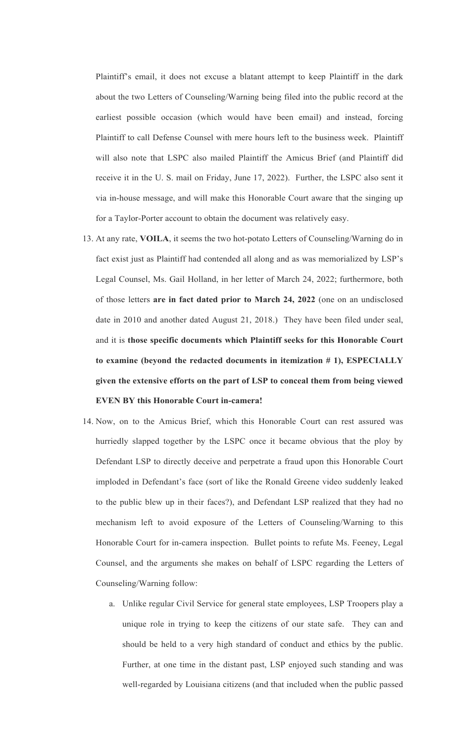Plaintiff's email, it does not excuse a blatant attempt to keep Plaintiff in the dark about the two Letters of Counseling/Warning being filed into the public record at the earliest possible occasion (which would have been email) and instead, forcing Plaintiff to call Defense Counsel with mere hours left to the business week. Plaintiff will also note that LSPC also mailed Plaintiff the Amicus Brief (and Plaintiff did receive it in the U. S. mail on Friday, June 17, 2022). Further, the LSPC also sent it via in-house message, and will make this Honorable Court aware that the singing up for a Taylor-Porter account to obtain the document was relatively easy.

13. At any rate, **VOILA**, it seems the two hot-potato Letters of Counseling/Warning do in fact exist just as Plaintiff had contended all along and as was memorialized by LSP's Legal Counsel, Ms. Gail Holland, in her letter of March 24, 2022; furthermore, both of those letters **are in fact dated prior to March 24, 2022** (one on an undisclosed date in 2010 and another dated August 21, 2018.) They have been filed under seal, and it is **those specific documents which Plaintiff seeks for this Honorable Court to examine (beyond the redacted documents in itemization # 1), ESPECIALLY given the extensive efforts on the part of LSP to conceal them from being viewed EVEN BY this Honorable Court in-camera!**

14. Now, on to the Amicus Brief, which this Honorable Court can rest assured was hurriedly slapped together by the LSPC once it became obvious that the ploy by Defendant LSP to directly deceive and perpetrate a fraud upon this Honorable Court imploded in Defendant's face (sort of like the Ronald Greene video suddenly leaked to the public blew up in their faces?), and Defendant LSP realized that they had no mechanism left to avoid exposure of the Letters of Counseling/Warning to this Honorable Court for in-camera inspection. Bullet points to refute Ms. Feeney, Legal Counsel, and the arguments she makes on behalf of LSPC regarding the Letters of Counseling/Warning follow:

    a. Unlike regular Civil Service for general state employees, LSP Troopers play a unique role in trying to keep the citizens of our state safe. They can and should be held to a very high standard of conduct and ethics by the public. Further, at one time in the distant past, LSP enjoyed such standing and was well-regarded by Louisiana citizens (and that included when the public passed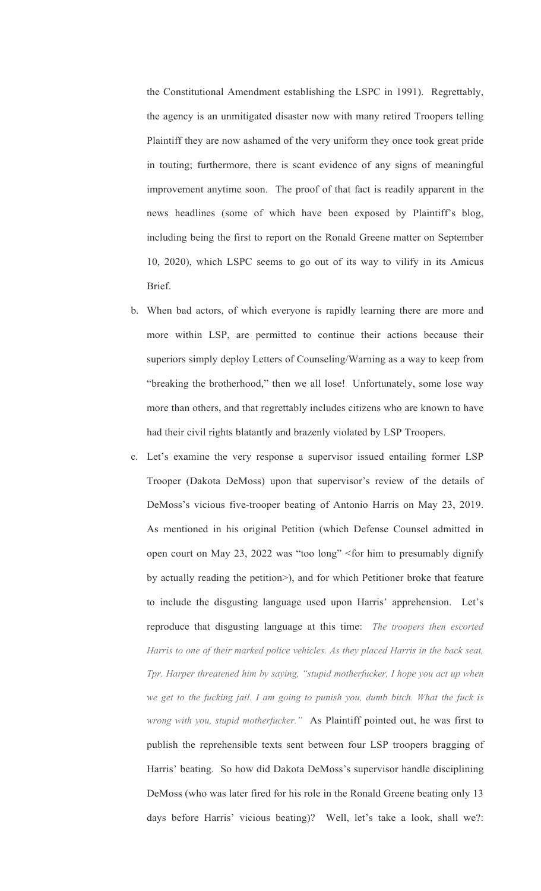the Constitutional Amendment establishing the LSPC in 1991). Regrettably, the agency is an unmitigated disaster now with many retired Troopers telling Plaintiff they are now ashamed of the very uniform they once took great pride in touting; furthermore, there is scant evidence of any signs of meaningful improvement anytime soon. The proof of that fact is readily apparent in the news headlines (some of which have been exposed by Plaintiff's blog, including being the first to report on the Ronald Greene matter on September 10, 2020), which LSPC seems to go out of its way to vilify in its Amicus Brief.

b. When bad actors, of which everyone is rapidly learning there are more and more within LSP, are permitted to continue their actions because their superiors simply deploy Letters of Counseling/Warning as a way to keep from "breaking the brotherhood," then we all lose! Unfortunately, some lose way more than others, and that regrettably includes citizens who are known to have had their civil rights blatantly and brazenly violated by LSP Troopers.

c. Let's examine the very response a supervisor issued entailing former LSP Trooper (Dakota DeMoss) upon that supervisor's review of the details of DeMoss's vicious five-trooper beating of Antonio Harris on May 23, 2019. As mentioned in his original Petition (which Defense Counsel admitted in open court on May 23, 2022 was "too long" <for him to presumably dignify by actually reading the petition>), and for which Petitioner broke that feature to include the disgusting language used upon Harris' apprehension. Let's reproduce that disgusting language at this time: *The troopers then escorted Harris to one of their marked police vehicles. As they placed Harris in the back seat, Tpr. Harper threatened him by saying, "stupid motherfucker, I hope you act up when we get to the fucking jail. I am going to punish you, dumb bitch. What the fuck is wrong with you, stupid motherfucker."* As Plaintiff pointed out, he was first to publish the reprehensible texts sent between four LSP troopers bragging of Harris' beating. So how did Dakota DeMoss's supervisor handle disciplining DeMoss (who was later fired for his role in the Ronald Greene beating only 13 days before Harris' vicious beating)? Well, let's take a look, shall we?: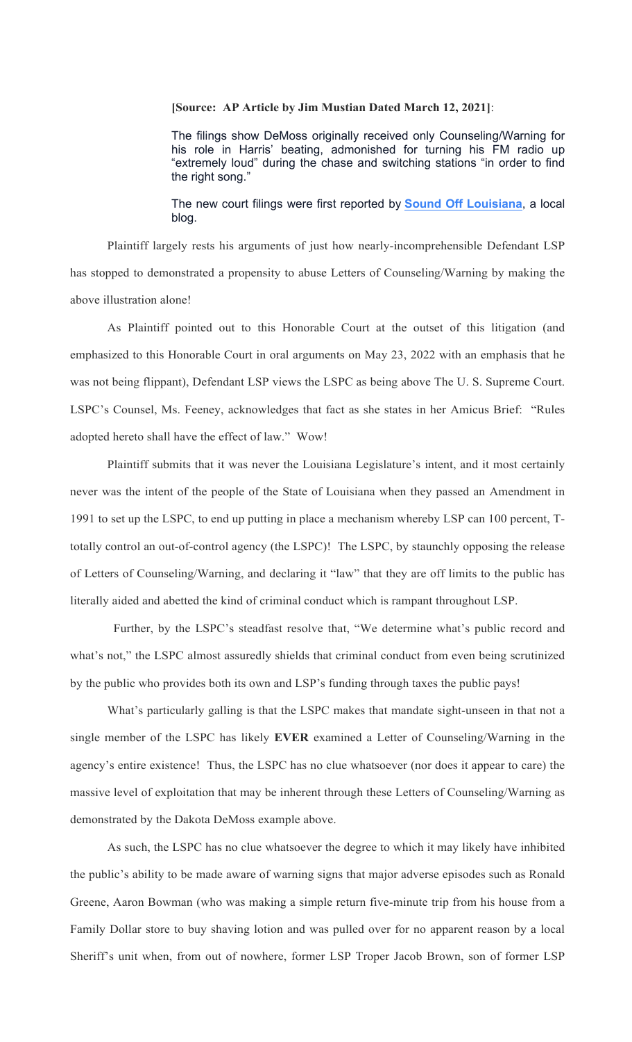**[Source: AP Article by Jim Mustian Dated March 12, 2021]**:

> The filings show DeMoss originally received only Counseling/Warning for his role in Harris' beating, admonished for turning his FM radio up "extremely loud" during the chase and switching stations "in order to find the right song."
>
> The new court filings were first reported by **Sound Off Louisiana**, a local blog.

Plaintiff largely rests his arguments of just how nearly-incomprehensible Defendant LSP has stopped to demonstrated a propensity to abuse Letters of Counseling/Warning by making the above illustration alone!

As Plaintiff pointed out to this Honorable Court at the outset of this litigation (and emphasized to this Honorable Court in oral arguments on May 23, 2022 with an emphasis that he was not being flippant), Defendant LSP views the LSPC as being above The U. S. Supreme Court. LSPC's Counsel, Ms. Feeney, acknowledges that fact as she states in her Amicus Brief: "Rules adopted hereto shall have the effect of law." Wow!

Plaintiff submits that it was never the Louisiana Legislature's intent, and it most certainly never was the intent of the people of the State of Louisiana when they passed an Amendment in 1991 to set up the LSPC, to end up putting in place a mechanism whereby LSP can 100 percent, T-totally control an out-of-control agency (the LSPC)! The LSPC, by staunchly opposing the release of Letters of Counseling/Warning, and declaring it "law" that they are off limits to the public has literally aided and abetted the kind of criminal conduct which is rampant throughout LSP.

Further, by the LSPC's steadfast resolve that, "We determine what's public record and what's not," the LSPC almost assuredly shields that criminal conduct from even being scrutinized by the public who provides both its own and LSP's funding through taxes the public pays!

What's particularly galling is that the LSPC makes that mandate sight-unseen in that not a single member of the LSPC has likely **EVER** examined a Letter of Counseling/Warning in the agency's entire existence! Thus, the LSPC has no clue whatsoever (nor does it appear to care) the massive level of exploitation that may be inherent through these Letters of Counseling/Warning as demonstrated by the Dakota DeMoss example above.

As such, the LSPC has no clue whatsoever the degree to which it may likely have inhibited the public's ability to be made aware of warning signs that major adverse episodes such as Ronald Greene, Aaron Bowman (who was making a simple return five-minute trip from his house from a Family Dollar store to buy shaving lotion and was pulled over for no apparent reason by a local Sheriff's unit when, from out of nowhere, former LSP Troper Jacob Brown, son of former LSP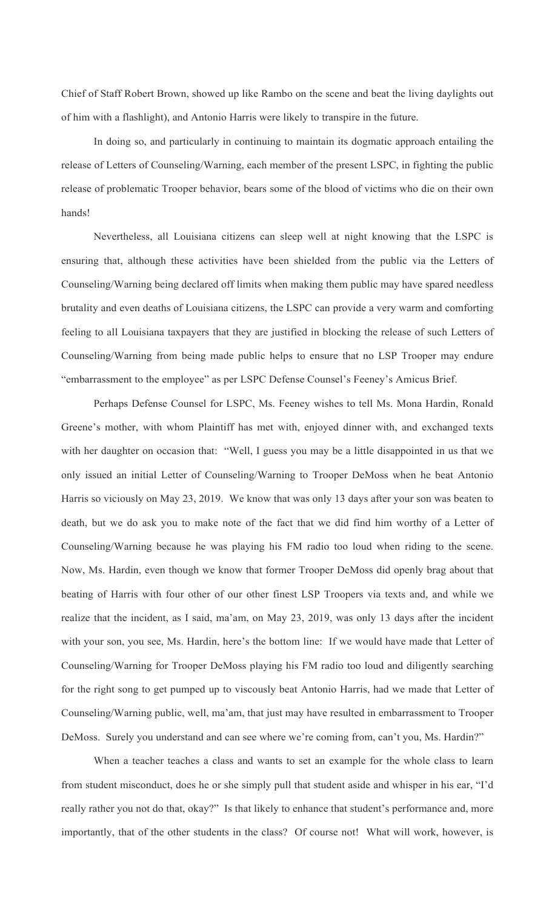Chief of Staff Robert Brown, showed up like Rambo on the scene and beat the living daylights out of him with a flashlight), and Antonio Harris were likely to transpire in the future.

In doing so, and particularly in continuing to maintain its dogmatic approach entailing the release of Letters of Counseling/Warning, each member of the present LSPC, in fighting the public release of problematic Trooper behavior, bears some of the blood of victims who die on their own hands!

Nevertheless, all Louisiana citizens can sleep well at night knowing that the LSPC is ensuring that, although these activities have been shielded from the public via the Letters of Counseling/Warning being declared off limits when making them public may have spared needless brutality and even deaths of Louisiana citizens, the LSPC can provide a very warm and comforting feeling to all Louisiana taxpayers that they are justified in blocking the release of such Letters of Counseling/Warning from being made public helps to ensure that no LSP Trooper may endure "embarrassment to the employee" as per LSPC Defense Counsel's Feeney's Amicus Brief.

Perhaps Defense Counsel for LSPC, Ms. Feeney wishes to tell Ms. Mona Hardin, Ronald Greene's mother, with whom Plaintiff has met with, enjoyed dinner with, and exchanged texts with her daughter on occasion that: "Well, I guess you may be a little disappointed in us that we only issued an initial Letter of Counseling/Warning to Trooper DeMoss when he beat Antonio Harris so viciously on May 23, 2019. We know that was only 13 days after your son was beaten to death, but we do ask you to make note of the fact that we did find him worthy of a Letter of Counseling/Warning because he was playing his FM radio too loud when riding to the scene. Now, Ms. Hardin, even though we know that former Trooper DeMoss did openly brag about that beating of Harris with four other of our other finest LSP Troopers via texts and, and while we realize that the incident, as I said, ma'am, on May 23, 2019, was only 13 days after the incident with your son, you see, Ms. Hardin, here's the bottom line: If we would have made that Letter of Counseling/Warning for Trooper DeMoss playing his FM radio too loud and diligently searching for the right song to get pumped up to viscously beat Antonio Harris, had we made that Letter of Counseling/Warning public, well, ma'am, that just may have resulted in embarrassment to Trooper DeMoss. Surely you understand and can see where we're coming from, can't you, Ms. Hardin?"

When a teacher teaches a class and wants to set an example for the whole class to learn from student misconduct, does he or she simply pull that student aside and whisper in his ear, "I'd really rather you not do that, okay?" Is that likely to enhance that student's performance and, more importantly, that of the other students in the class? Of course not! What will work, however, is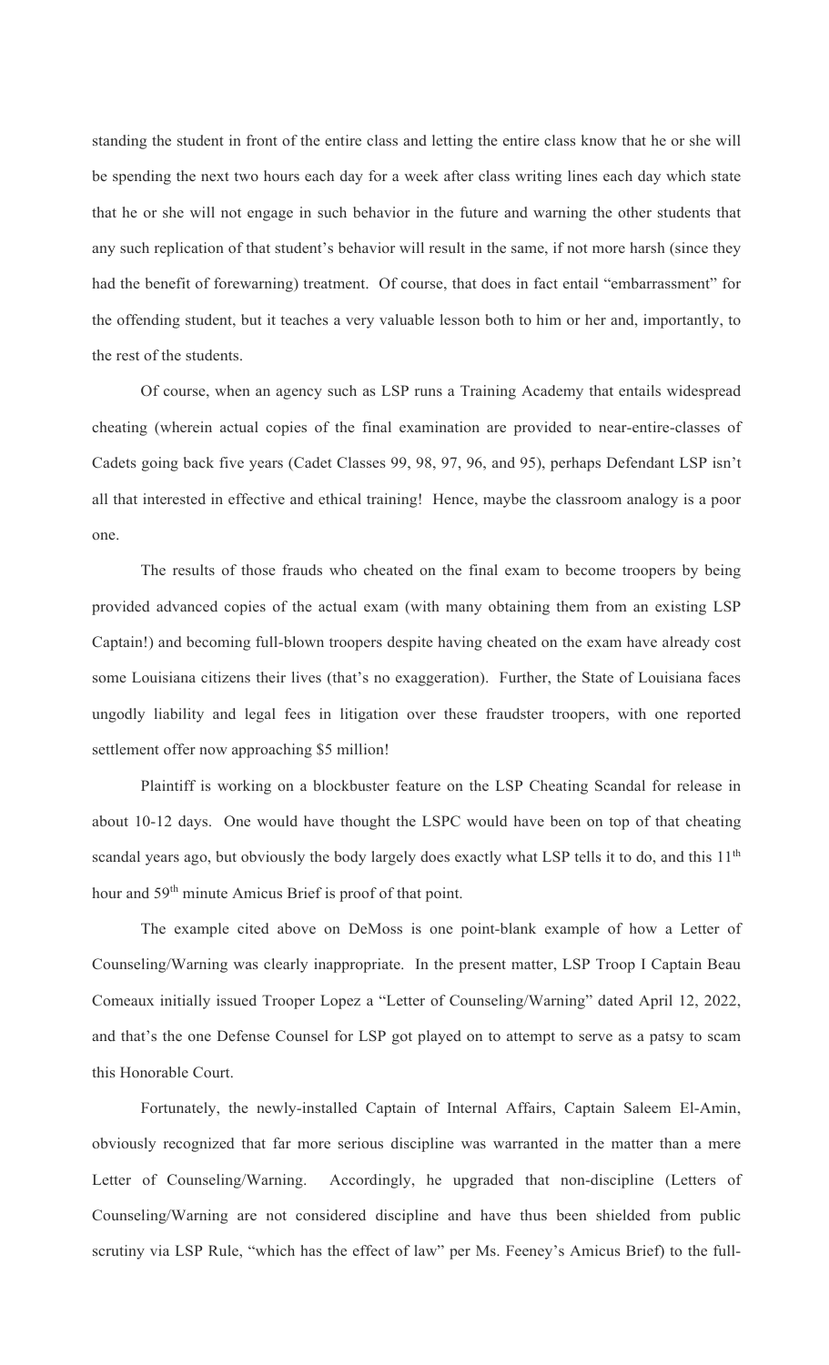standing the student in front of the entire class and letting the entire class know that he or she will be spending the next two hours each day for a week after class writing lines each day which state that he or she will not engage in such behavior in the future and warning the other students that any such replication of that student's behavior will result in the same, if not more harsh (since they had the benefit of forewarning) treatment. Of course, that does in fact entail "embarrassment" for the offending student, but it teaches a very valuable lesson both to him or her and, importantly, to the rest of the students.

Of course, when an agency such as LSP runs a Training Academy that entails widespread cheating (wherein actual copies of the final examination are provided to near-entire-classes of Cadets going back five years (Cadet Classes 99, 98, 97, 96, and 95), perhaps Defendant LSP isn't all that interested in effective and ethical training! Hence, maybe the classroom analogy is a poor one.

The results of those frauds who cheated on the final exam to become troopers by being provided advanced copies of the actual exam (with many obtaining them from an existing LSP Captain!) and becoming full-blown troopers despite having cheated on the exam have already cost some Louisiana citizens their lives (that's no exaggeration). Further, the State of Louisiana faces ungodly liability and legal fees in litigation over these fraudster troopers, with one reported settlement offer now approaching $5 million!

Plaintiff is working on a blockbuster feature on the LSP Cheating Scandal for release in about 10-12 days. One would have thought the LSPC would have been on top of that cheating scandal years ago, but obviously the body largely does exactly what LSP tells it to do, and this 11th hour and 59th minute Amicus Brief is proof of that point.

The example cited above on DeMoss is one point-blank example of how a Letter of Counseling/Warning was clearly inappropriate. In the present matter, LSP Troop I Captain Beau Comeaux initially issued Trooper Lopez a "Letter of Counseling/Warning" dated April 12, 2022, and that's the one Defense Counsel for LSP got played on to attempt to serve as a patsy to scam this Honorable Court.

Fortunately, the newly-installed Captain of Internal Affairs, Captain Saleem El-Amin, obviously recognized that far more serious discipline was warranted in the matter than a mere Letter of Counseling/Warning. Accordingly, he upgraded that non-discipline (Letters of Counseling/Warning are not considered discipline and have thus been shielded from public scrutiny via LSP Rule, "which has the effect of law" per Ms. Feeney's Amicus Brief) to the full-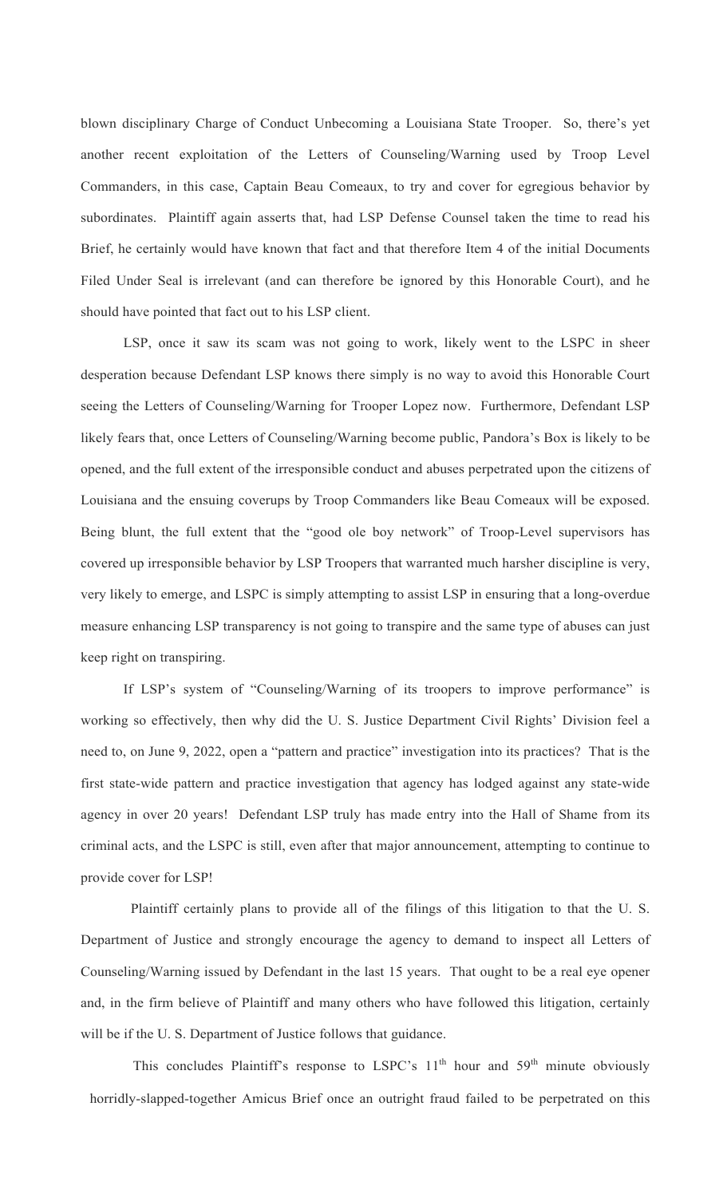blown disciplinary Charge of Conduct Unbecoming a Louisiana State Trooper. So, there's yet another recent exploitation of the Letters of Counseling/Warning used by Troop Level Commanders, in this case, Captain Beau Comeaux, to try and cover for egregious behavior by subordinates. Plaintiff again asserts that, had LSP Defense Counsel taken the time to read his Brief, he certainly would have known that fact and that therefore Item 4 of the initial Documents Filed Under Seal is irrelevant (and can therefore be ignored by this Honorable Court), and he should have pointed that fact out to his LSP client.

LSP, once it saw its scam was not going to work, likely went to the LSPC in sheer desperation because Defendant LSP knows there simply is no way to avoid this Honorable Court seeing the Letters of Counseling/Warning for Trooper Lopez now. Furthermore, Defendant LSP likely fears that, once Letters of Counseling/Warning become public, Pandora's Box is likely to be opened, and the full extent of the irresponsible conduct and abuses perpetrated upon the citizens of Louisiana and the ensuing coverups by Troop Commanders like Beau Comeaux will be exposed. Being blunt, the full extent that the "good ole boy network" of Troop-Level supervisors has covered up irresponsible behavior by LSP Troopers that warranted much harsher discipline is very, very likely to emerge, and LSPC is simply attempting to assist LSP in ensuring that a long-overdue measure enhancing LSP transparency is not going to transpire and the same type of abuses can just keep right on transpiring.

If LSP's system of "Counseling/Warning of its troopers to improve performance" is working so effectively, then why did the U. S. Justice Department Civil Rights' Division feel a need to, on June 9, 2022, open a "pattern and practice" investigation into its practices? That is the first state-wide pattern and practice investigation that agency has lodged against any state-wide agency in over 20 years! Defendant LSP truly has made entry into the Hall of Shame from its criminal acts, and the LSPC is still, even after that major announcement, attempting to continue to provide cover for LSP!

Plaintiff certainly plans to provide all of the filings of this litigation to that the U. S. Department of Justice and strongly encourage the agency to demand to inspect all Letters of Counseling/Warning issued by Defendant in the last 15 years. That ought to be a real eye opener and, in the firm believe of Plaintiff and many others who have followed this litigation, certainly will be if the U. S. Department of Justice follows that guidance.

This concludes Plaintiff's response to LSPC's 11th hour and 59th minute obviously horridly-slapped-together Amicus Brief once an outright fraud failed to be perpetrated on this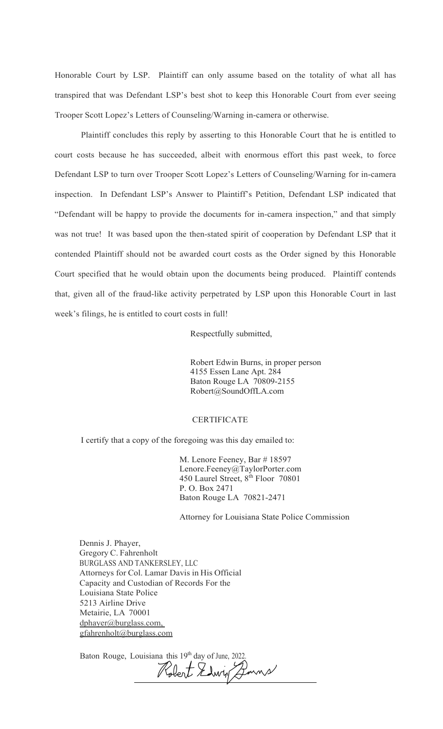Honorable Court by LSP. Plaintiff can only assume based on the totality of what all has transpired that was Defendant LSP's best shot to keep this Honorable Court from ever seeing Trooper Scott Lopez's Letters of Counseling/Warning in-camera or otherwise.

Plaintiff concludes this reply by asserting to this Honorable Court that he is entitled to court costs because he has succeeded, albeit with enormous effort this past week, to force Defendant LSP to turn over Trooper Scott Lopez's Letters of Counseling/Warning for in-camera inspection. In Defendant LSP's Answer to Plaintiff's Petition, Defendant LSP indicated that "Defendant will be happy to provide the documents for in-camera inspection," and that simply was not true! It was based upon the then-stated spirit of cooperation by Defendant LSP that it contended Plaintiff should not be awarded court costs as the Order signed by this Honorable Court specified that he would obtain upon the documents being produced. Plaintiff contends that, given all of the fraud-like activity perpetrated by LSP upon this Honorable Court in last week's filings, he is entitled to court costs in full!

Respectfully submitted,

Robert Edwin Burns, in proper person
4155 Essen Lane Apt. 284
Baton Rouge LA 70809-2155
Robert@SoundOffLA.com

CERTIFICATE

I certify that a copy of the foregoing was this day emailed to:

M. Lenore Feeney, Bar # 18597
Lenore.Feeney@TaylorPorter.com
450 Laurel Street, 8th Floor 70801
P. O. Box 2471
Baton Rouge LA 70821-2471

Attorney for Louisiana State Police Commission

Dennis J. Phayer,
Gregory C. Fahrenholt
BURGLASS AND TANKERSLEY, LLC
Attorneys for Col. Lamar Davis in His Official Capacity and Custodian of Records For the Louisiana State Police
5213 Airline Drive
Metairie, LA 70001
dphayer@burglass.com,
gfahrenholt@burglass.com

Baton Rouge, Louisiana this 19th day of June, 2022.

Robert Edwin Burns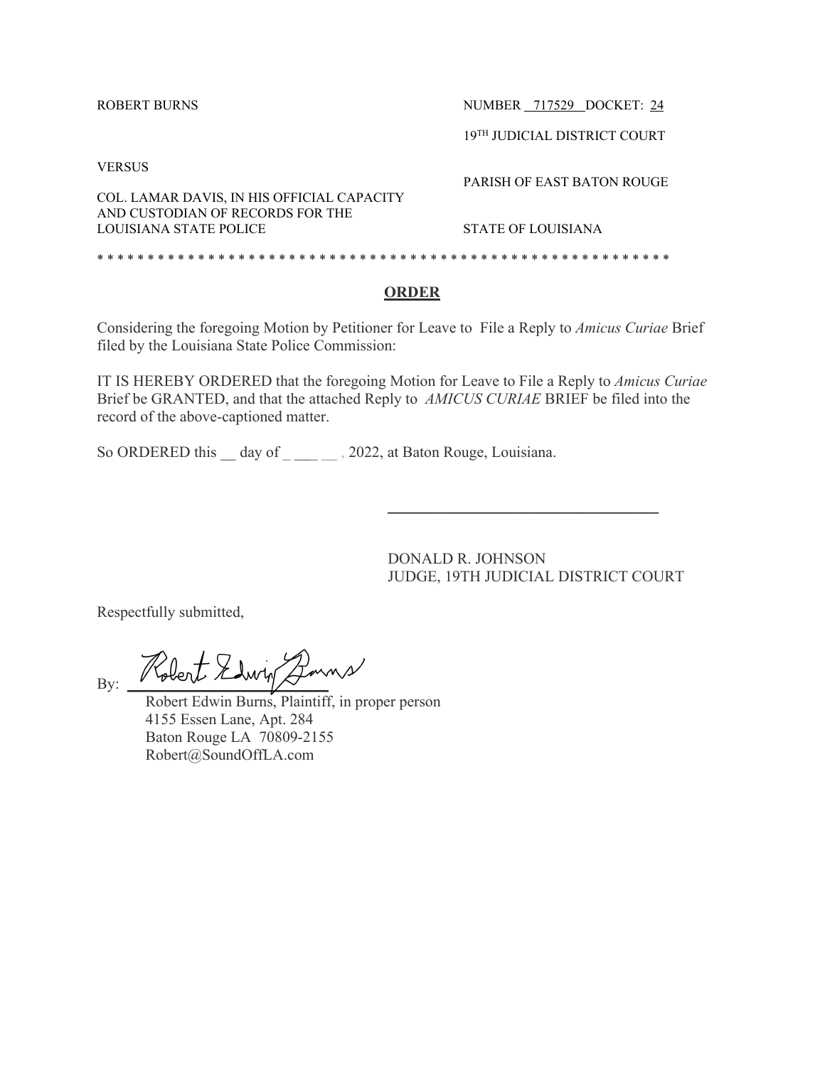ROBERT BURNS

VERSUS

COL. LAMAR DAVIS, IN HIS OFFICIAL CAPACITY AND CUSTODIAN OF RECORDS FOR THE LOUISIANA STATE POLICE

NUMBER 717529 DOCKET: 24

19TH JUDICIAL DISTRICT COURT

PARISH OF EAST BATON ROUGE

STATE OF LOUISIANA

* * * * * * * * * * * * * * * * * * * * * * * * * * * * * * * * * * * * * * * * * * * * * * * * * * * * * * * * * * * * * * * *

## ORDER

Considering the foregoing Motion by Petitioner for Leave to File a Reply to *Amicus Curiae* Brief filed by the Louisiana State Police Commission:

IT IS HEREBY ORDERED that the foregoing Motion for Leave to File a Reply to *Amicus Curiae* Brief be GRANTED, and that the attached Reply to *AMICUS CURIAE* BRIEF be filed into the record of the above-captioned matter.

So ORDERED this __ day of _ ___ __ , 2022, at Baton Rouge, Louisiana.

\_\_\_\_\_\_\_\_\_\_\_\_\_\_\_\_\_\_\_\_\_\_\_\_\_\_\_\_\_\_\_\_

DONALD R. JOHNSON
JUDGE, 19TH JUDICIAL DISTRICT COURT

Respectfully submitted,

By: Robert Edwin Burns

Robert Edwin Burns, Plaintiff, in proper person
4155 Essen Lane, Apt. 284
Baton Rouge LA 70809-2155
Robert@SoundOffLA.com